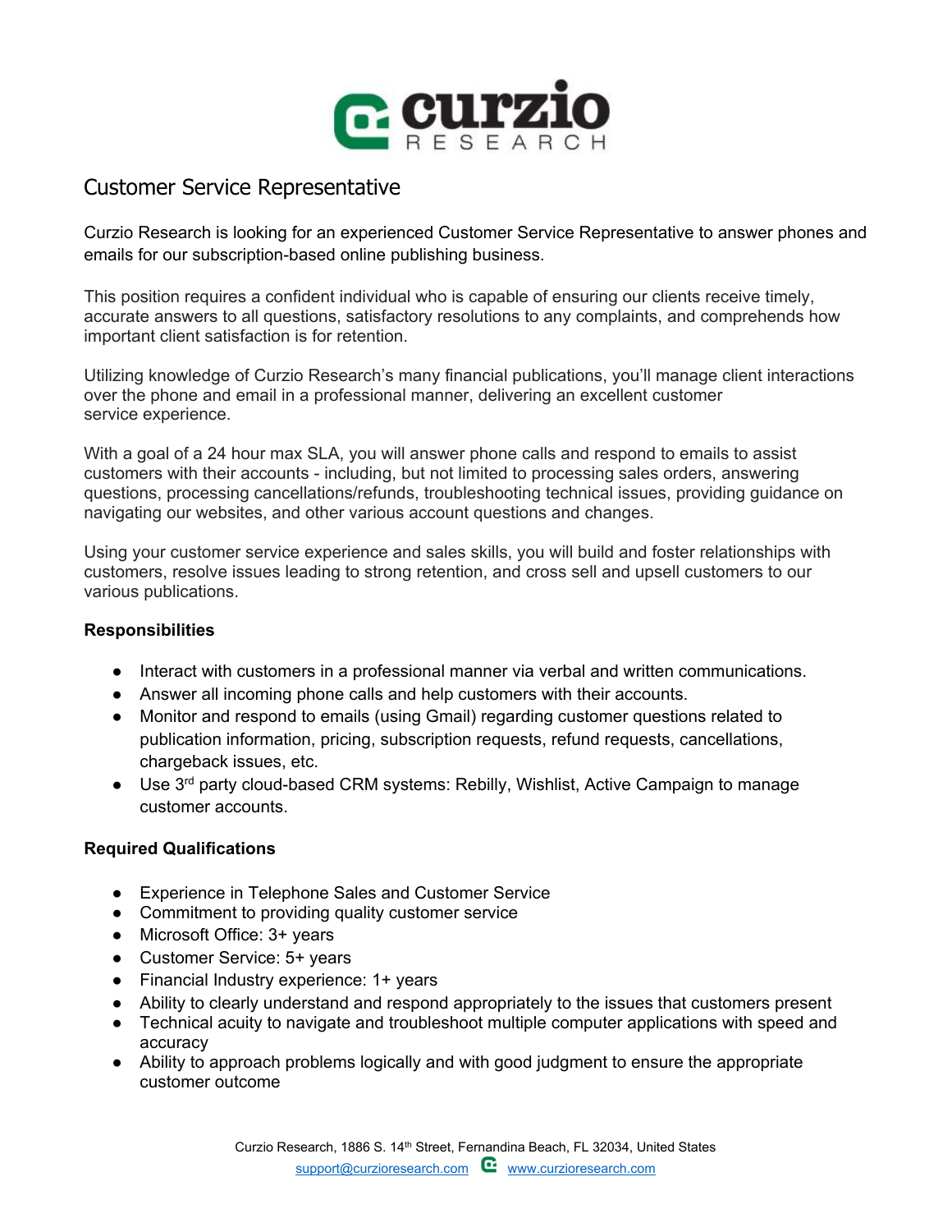# Customer Service Representative

Curzio Research is looking for an experienced Customer Service Representative to answer phones and emails for our subscription-based online publishing business.

This position requires a confident individual who is capable of ensuring our clients receive timely, accurate answers to all questions, satisfactory resolutions to any complaints, and comprehends how important client satisfaction is for retention.

Utilizing knowledge of Curzio Research's many financial publications, you'll manage client interactions over the phone and email in a professional manner, delivering an excellent customer service experience.

With a goal of a 24 hour max SLA, you will answer phone calls and respond to emails to assist customers with their accounts - including, but not limited to processing sales orders, answering questions, processing cancellations/refunds, troubleshooting technical issues, providing guidance on navigating our websites, and other various account questions and changes.

Using your customer service experience and sales skills, you will build and foster relationships with customers, resolve issues leading to strong retention, and cross sell and upsell customers to our various publications.

**Responsibilities**

- Interact with customers in a professional manner via verbal and written communications.
- Answer all incoming phone calls and help customers with their accounts.
- Monitor and respond to emails (using Gmail) regarding customer questions related to publication information, pricing, subscription requests, refund requests, cancellations, chargeback issues, etc.
- Use 3rd party cloud-based CRM systems: Rebilly, Wishlist, Active Campaign to manage customer accounts.

**Required Qualifications**

- Experience in Telephone Sales and Customer Service
- Commitment to providing quality customer service
- Microsoft Office: 3+ years
- Customer Service: 5+ years
- Financial Industry experience: 1+ years
- Ability to clearly understand and respond appropriately to the issues that customers present
- Technical acuity to navigate and troubleshoot multiple computer applications with speed and accuracy
- Ability to approach problems logically and with good judgment to ensure the appropriate customer outcome

Curzio Research, 1886 S. 14th Street, Fernandina Beach, FL 32034, United States
support@curzioresearch.com www.curzioresearch.com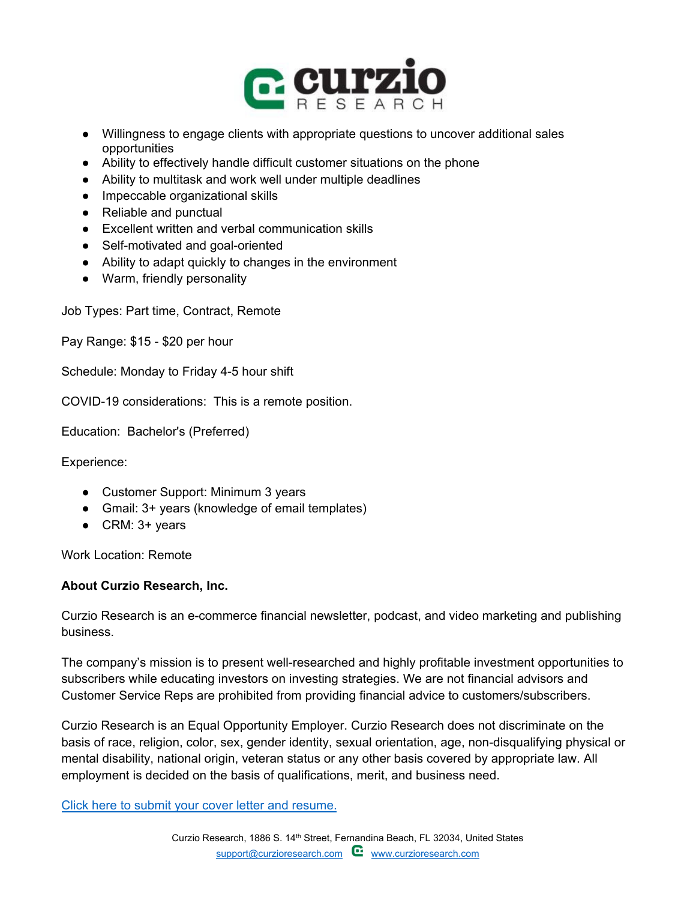- Willingness to engage clients with appropriate questions to uncover additional sales opportunities
- Ability to effectively handle difficult customer situations on the phone
- Ability to multitask and work well under multiple deadlines
- Impeccable organizational skills
- Reliable and punctual
- Excellent written and verbal communication skills
- Self-motivated and goal-oriented
- Ability to adapt quickly to changes in the environment
- Warm, friendly personality

Job Types: Part time, Contract, Remote

Pay Range: $15 - $20 per hour

Schedule: Monday to Friday 4-5 hour shift

COVID-19 considerations: This is a remote position.

Education: Bachelor's (Preferred)

Experience:

- Customer Support: Minimum 3 years
- Gmail: 3+ years (knowledge of email templates)
- CRM: 3+ years

Work Location: Remote

**About Curzio Research, Inc.**

Curzio Research is an e-commerce financial newsletter, podcast, and video marketing and publishing business.

The company's mission is to present well-researched and highly profitable investment opportunities to subscribers while educating investors on investing strategies. We are not financial advisors and Customer Service Reps are prohibited from providing financial advice to customers/subscribers.

Curzio Research is an Equal Opportunity Employer. Curzio Research does not discriminate on the basis of race, religion, color, sex, gender identity, sexual orientation, age, non-disqualifying physical or mental disability, national origin, veteran status or any other basis covered by appropriate law. All employment is decided on the basis of qualifications, merit, and business need.

Click here to submit your cover letter and resume.